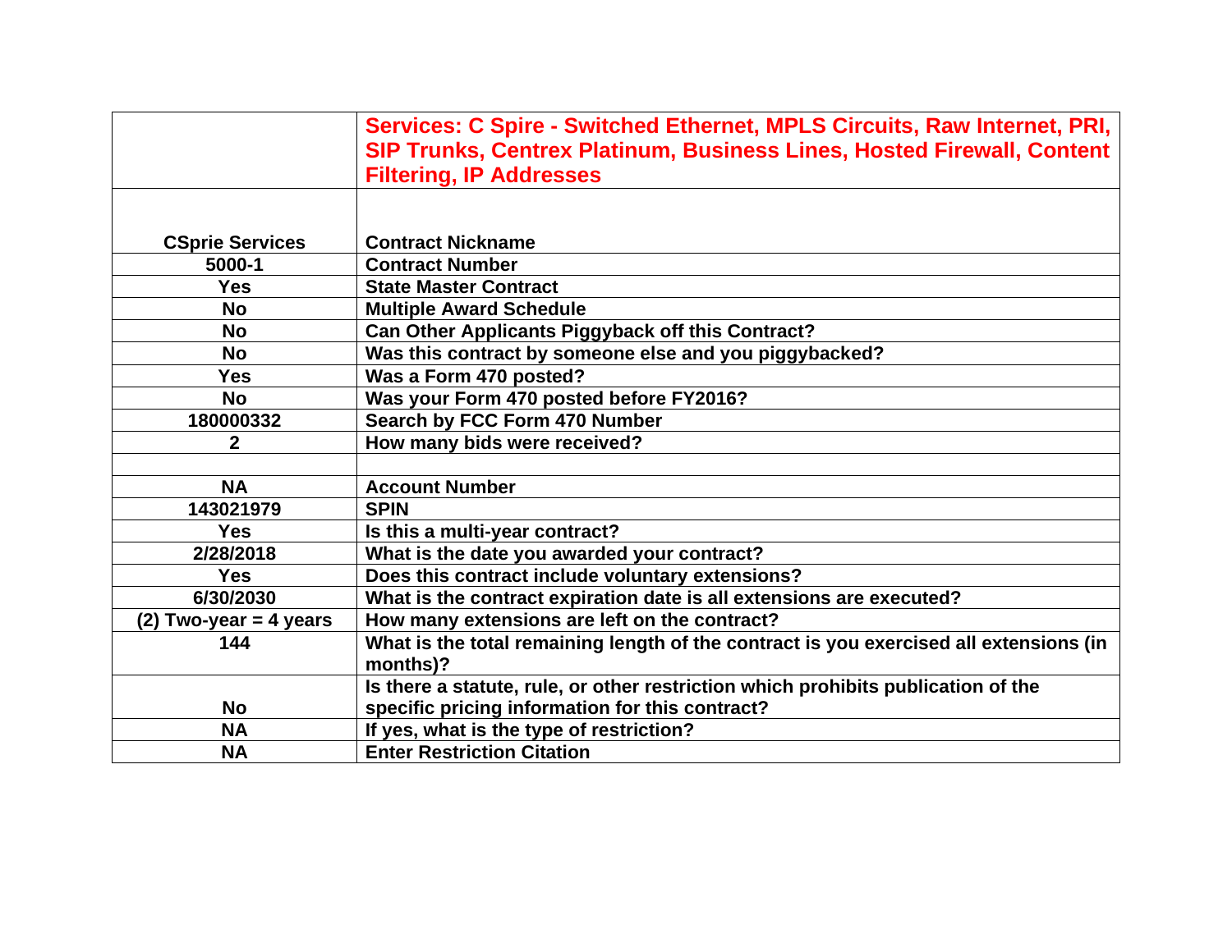| | Services: C Spire - Switched Ethernet, MPLS Circuits, Raw Internet, PRI, SIP Trunks, Centrex Platinum, Business Lines, Hosted Firewall, Content Filtering, IP Addresses |
|---|---|
| CSprie Services | Contract Nickname |
| 5000-1 | Contract Number |
| Yes | State Master Contract |
| No | Multiple Award Schedule |
| No | Can Other Applicants Piggyback off this Contract? |
| No | Was this contract by someone else and you piggybacked? |
| Yes | Was a Form 470 posted? |
| No | Was your Form 470 posted before FY2016? |
| 180000332 | Search by FCC Form 470 Number |
| 2 | How many bids were received? |
| | |
| NA | Account Number |
| 143021979 | SPIN |
| Yes | Is this a multi-year contract? |
| 2/28/2018 | What is the date you awarded your contract? |
| Yes | Does this contract include voluntary extensions? |
| 6/30/2030 | What is the contract expiration date is all extensions are executed? |
| (2) Two-year = 4 years | How many extensions are left on the contract? |
| 144 | What is the total remaining length of the contract is you exercised all extensions (in months)? |
| No | Is there a statute, rule, or other restriction which prohibits publication of the specific pricing information for this contract? |
| NA | If yes, what is the type of restriction? |
| NA | Enter Restriction Citation |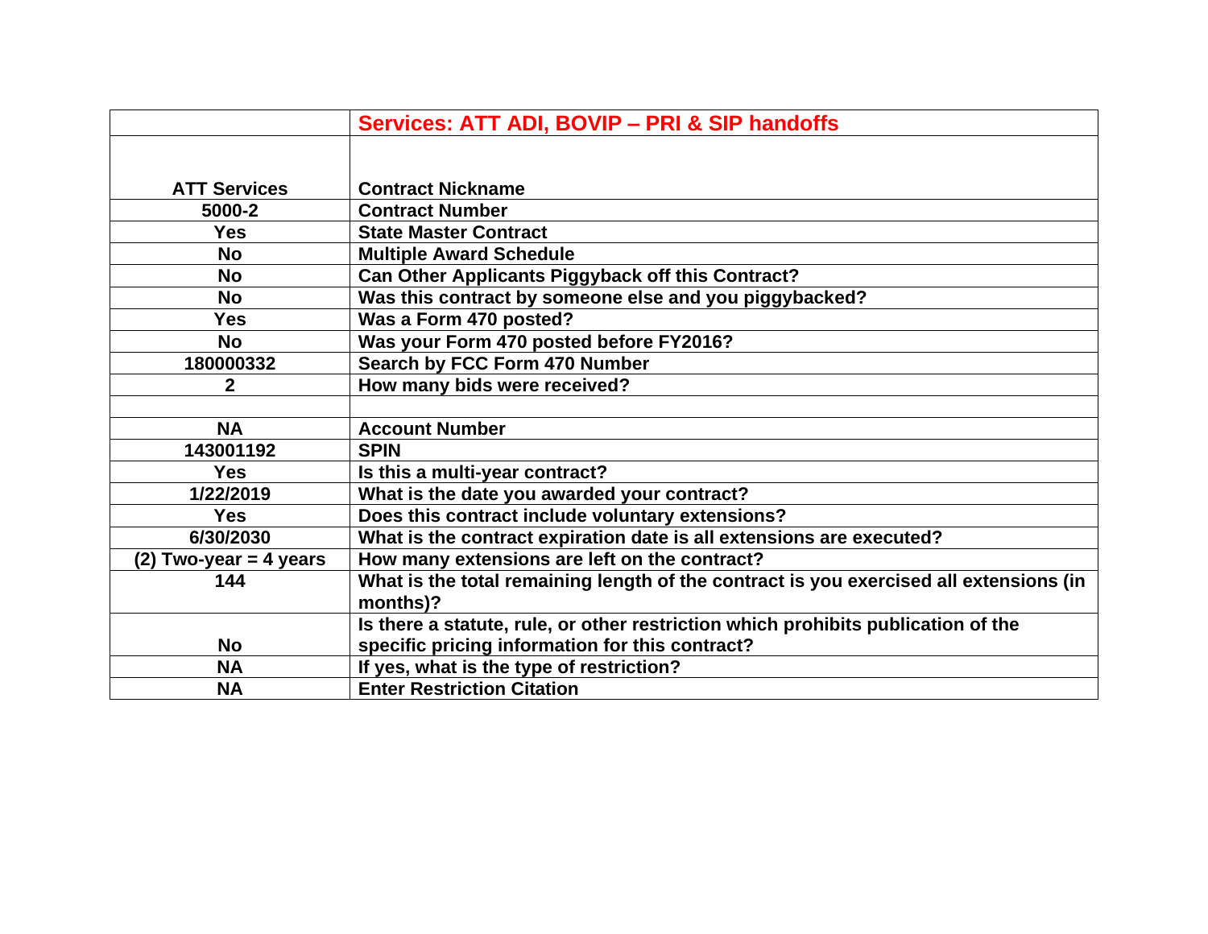| | Services: ATT ADI, BOVIP – PRI & SIP handoffs |
|---|---|
| ATT Services | Contract Nickname |
| 5000-2 | Contract Number |
| Yes | State Master Contract |
| No | Multiple Award Schedule |
| No | Can Other Applicants Piggyback off this Contract? |
| No | Was this contract by someone else and you piggybacked? |
| Yes | Was a Form 470 posted? |
| No | Was your Form 470 posted before FY2016? |
| 180000332 | Search by FCC Form 470 Number |
| 2 | How many bids were received? |
| | |
| NA | Account Number |
| 143001192 | SPIN |
| Yes | Is this a multi-year contract? |
| 1/22/2019 | What is the date you awarded your contract? |
| Yes | Does this contract include voluntary extensions? |
| 6/30/2030 | What is the contract expiration date is all extensions are executed? |
| (2) Two-year = 4 years | How many extensions are left on the contract? |
| 144 | What is the total remaining length of the contract is you exercised all extensions (in months)? |
| No | Is there a statute, rule, or other restriction which prohibits publication of the specific pricing information for this contract? |
| NA | If yes, what is the type of restriction? |
| NA | Enter Restriction Citation |